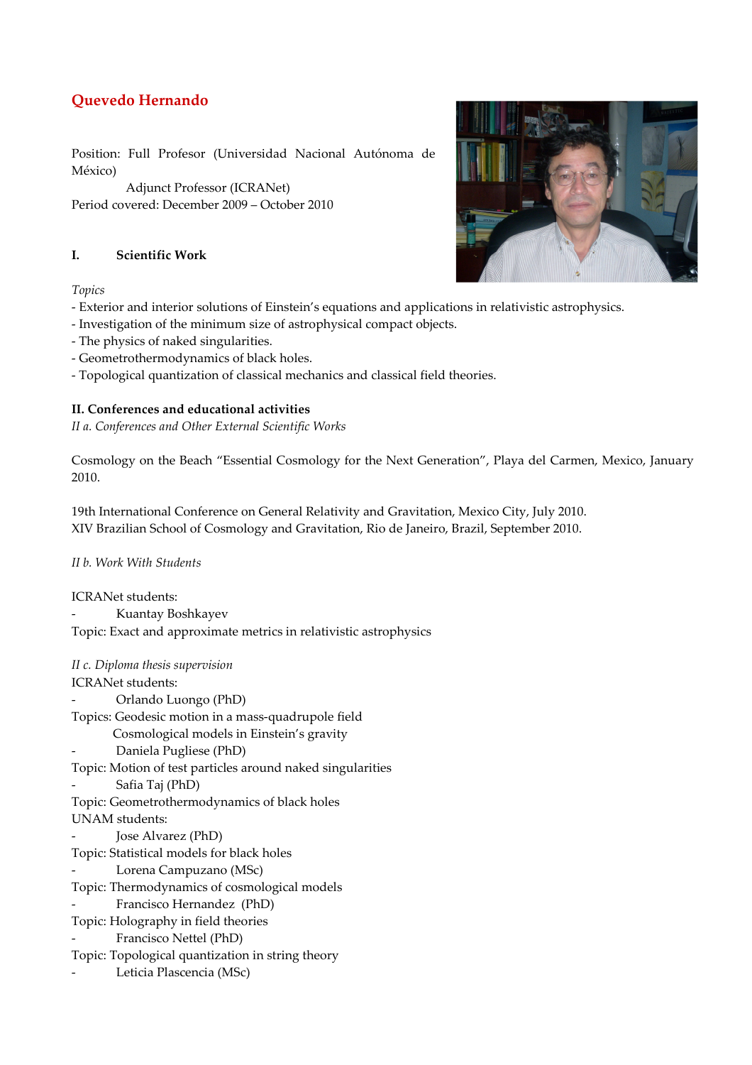# Quevedo Hernando

Position: Full Profesor (Universidad Nacional Autónoma de México)
Adjunct Professor (ICRANet)
Period covered: December 2009 – October 2010

## I. Scientific Work

*Topics*

- Exterior and interior solutions of Einstein's equations and applications in relativistic astrophysics.
- Investigation of the minimum size of astrophysical compact objects.
- The physics of naked singularities.
- Geometrothermodynamics of black holes.
- Topological quantization of classical mechanics and classical field theories.

## II. Conferences and educational activities

*II a. Conferences and Other External Scientific Works*

Cosmology on the Beach "Essential Cosmology for the Next Generation", Playa del Carmen, Mexico, January 2010.

19th International Conference on General Relativity and Gravitation, Mexico City, July 2010.
XIV Brazilian School of Cosmology and Gravitation, Rio de Janeiro, Brazil, September 2010.

*II b. Work With Students*

ICRANet students:
- Kuantay Boshkayev

Topic: Exact and approximate metrics in relativistic astrophysics

*II c. Diploma thesis supervision*

ICRANet students:
- Orlando Luongo (PhD)

Topics: Geodesic motion in a mass-quadrupole field
Cosmological models in Einstein's gravity
- Daniela Pugliese (PhD)

Topic: Motion of test particles around naked singularities
- Safia Taj (PhD)

Topic: Geometrothermodynamics of black holes

UNAM students:
- Jose Alvarez (PhD)

Topic: Statistical models for black holes
- Lorena Campuzano (MSc)

Topic: Thermodynamics of cosmological models
- Francisco Hernandez (PhD)

Topic: Holography in field theories
- Francisco Nettel (PhD)

Topic: Topological quantization in string theory
- Leticia Plascencia (MSc)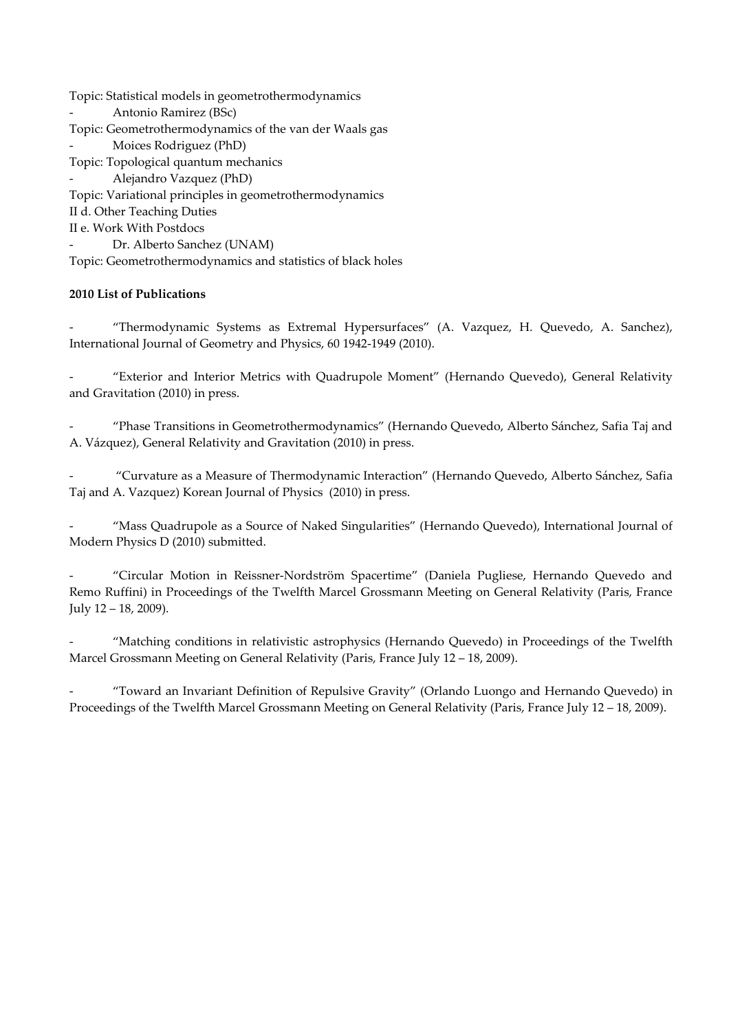Topic: Statistical models in geometrothermodynamics

- Antonio Ramirez (BSc)

Topic: Geometrothermodynamics of the van der Waals gas

- Moices Rodriguez (PhD)

Topic: Topological quantum mechanics

- Alejandro Vazquez (PhD)

Topic: Variational principles in geometrothermodynamics

II d. Other Teaching Duties

II e. Work With Postdocs

- Dr. Alberto Sanchez (UNAM)

Topic: Geometrothermodynamics and statistics of black holes

**2010 List of Publications**

- "Thermodynamic Systems as Extremal Hypersurfaces" (A. Vazquez, H. Quevedo, A. Sanchez), International Journal of Geometry and Physics, 60 1942-1949 (2010).

- "Exterior and Interior Metrics with Quadrupole Moment" (Hernando Quevedo), General Relativity and Gravitation (2010) in press.

- "Phase Transitions in Geometrothermodynamics" (Hernando Quevedo, Alberto Sánchez, Safia Taj and A. Vázquez), General Relativity and Gravitation (2010) in press.

- "Curvature as a Measure of Thermodynamic Interaction" (Hernando Quevedo, Alberto Sánchez, Safia Taj and A. Vazquez) Korean Journal of Physics (2010) in press.

- "Mass Quadrupole as a Source of Naked Singularities" (Hernando Quevedo), International Journal of Modern Physics D (2010) submitted.

- "Circular Motion in Reissner-Nordström Spacertime" (Daniela Pugliese, Hernando Quevedo and Remo Ruffini) in Proceedings of the Twelfth Marcel Grossmann Meeting on General Relativity (Paris, France July 12 – 18, 2009).

- "Matching conditions in relativistic astrophysics (Hernando Quevedo) in Proceedings of the Twelfth Marcel Grossmann Meeting on General Relativity (Paris, France July 12 – 18, 2009).

- "Toward an Invariant Definition of Repulsive Gravity" (Orlando Luongo and Hernando Quevedo) in Proceedings of the Twelfth Marcel Grossmann Meeting on General Relativity (Paris, France July 12 – 18, 2009).